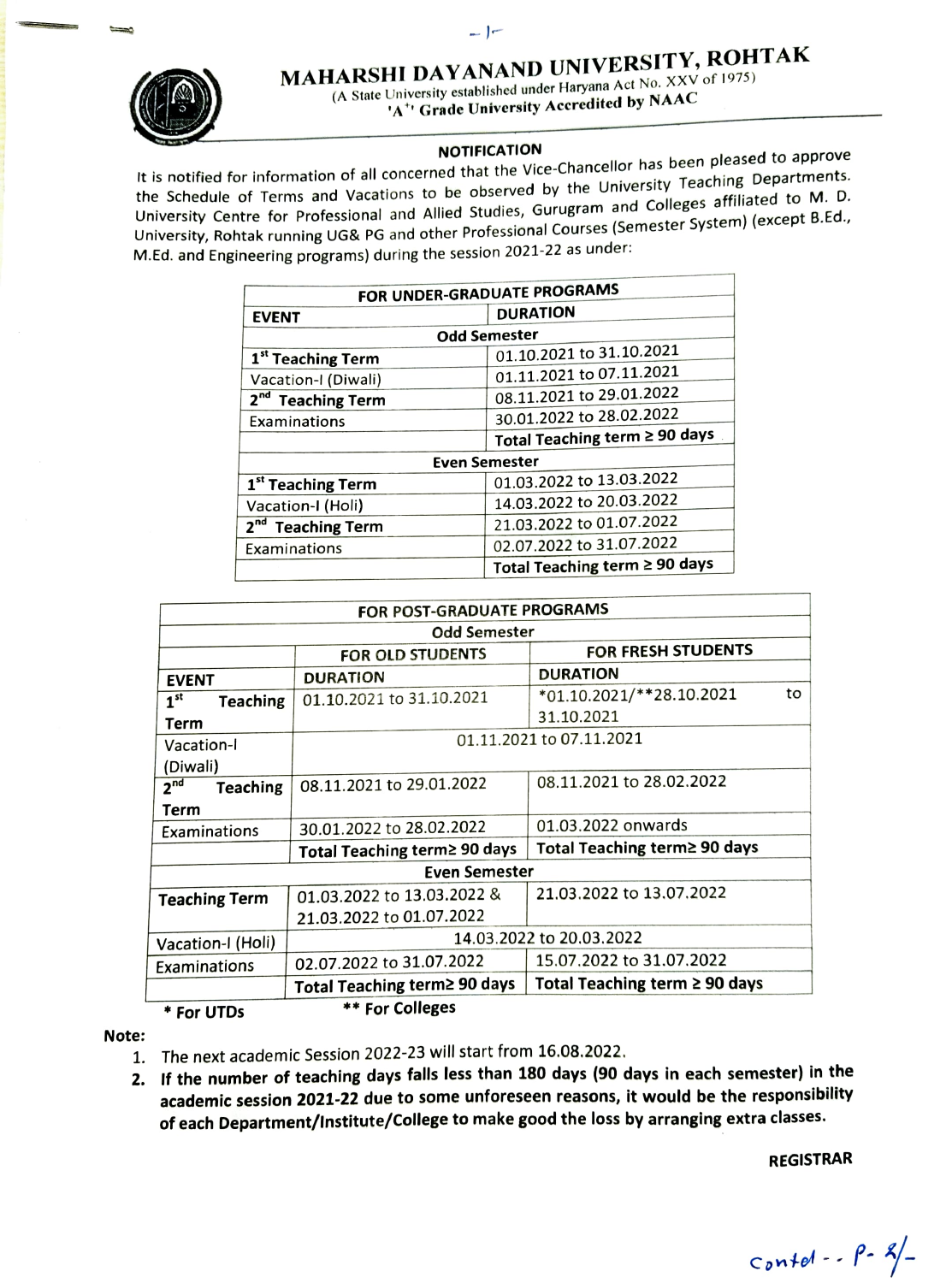# MAHARSHI DAYANAND UNIVERSITY, ROHTAK

(A State University established under Haryana Act No. XXV of 1975)

'A+' Grade University Accredited by NAAC

## NOTIFICATION

It is notified for information of all concerned that the Vice-Chancellor has been pleased to approve the Schedule of Terms and Vacations to be observed by the University Teaching Departments, University Centre for Professional and Allied Studies, Gurugram and Colleges affiliated to M. D. University, Rohtak running UG& PG and other Professional Courses (Semester System) (except B.Ed., M.Ed. and Engineering programs) during the session 2021-22 as under:

| FOR UNDER-GRADUATE PROGRAMS | |
|---|---|
| **EVENT** | **DURATION** |
| **Odd Semester** | |
| **1st Teaching Term** | 01.10.2021 to 31.10.2021 |
| Vacation-I (Diwali) | 01.11.2021 to 07.11.2021 |
| **2nd Teaching Term** | 08.11.2021 to 29.01.2022 |
| Examinations | 30.01.2022 to 28.02.2022 |
| | **Total Teaching term ≥ 90 days** |
| **Even Semester** | |
| **1st Teaching Term** | 01.03.2022 to 13.03.2022 |
| Vacation-I (Holi) | 14.03.2022 to 20.03.2022 |
| **2nd Teaching Term** | 21.03.2022 to 01.07.2022 |
| Examinations | 02.07.2022 to 31.07.2022 |
| | **Total Teaching term ≥ 90 days** |

| FOR POST-GRADUATE PROGRAMS | | |
|---|---|---|
| **Odd Semester** | | |
| | **FOR OLD STUDENTS** | **FOR FRESH STUDENTS** |
| **EVENT** | **DURATION** | **DURATION** |
| **1st Teaching Term** | 01.10.2021 to 31.10.2021 | *01.10.2021/**28.10.2021 to 31.10.2021 |
| Vacation-I (Diwali) | 01.11.2021 to 07.11.2021 | |
| **2nd Teaching Term** | 08.11.2021 to 29.01.2022 | 08.11.2021 to 28.02.2022 |
| Examinations | 30.01.2022 to 28.02.2022 | 01.03.2022 onwards |
| | **Total Teaching term≥ 90 days** | **Total Teaching term≥ 90 days** |
| **Even Semester** | | |
| **Teaching Term** | 01.03.2022 to 13.03.2022 & 21.03.2022 to 01.07.2022 | 21.03.2022 to 13.07.2022 |
| Vacation-I (Holi) | 14.03.2022 to 20.03.2022 | |
| Examinations | 02.07.2022 to 31.07.2022 | 15.07.2022 to 31.07.2022 |
| | **Total Teaching term≥ 90 days** | **Total Teaching term ≥ 90 days** |

**\* For UTDs** **\*\* For Colleges**

**Note:**

1. The next academic Session 2022-23 will start from 16.08.2022.
2. **If the number of teaching days falls less than 180 days (90 days in each semester) in the academic session 2021-22 due to some unforeseen reasons, it would be the responsibility of each Department/Institute/College to make good the loss by arranging extra classes.**

**REGISTRAR**

Contd -- P- 2/-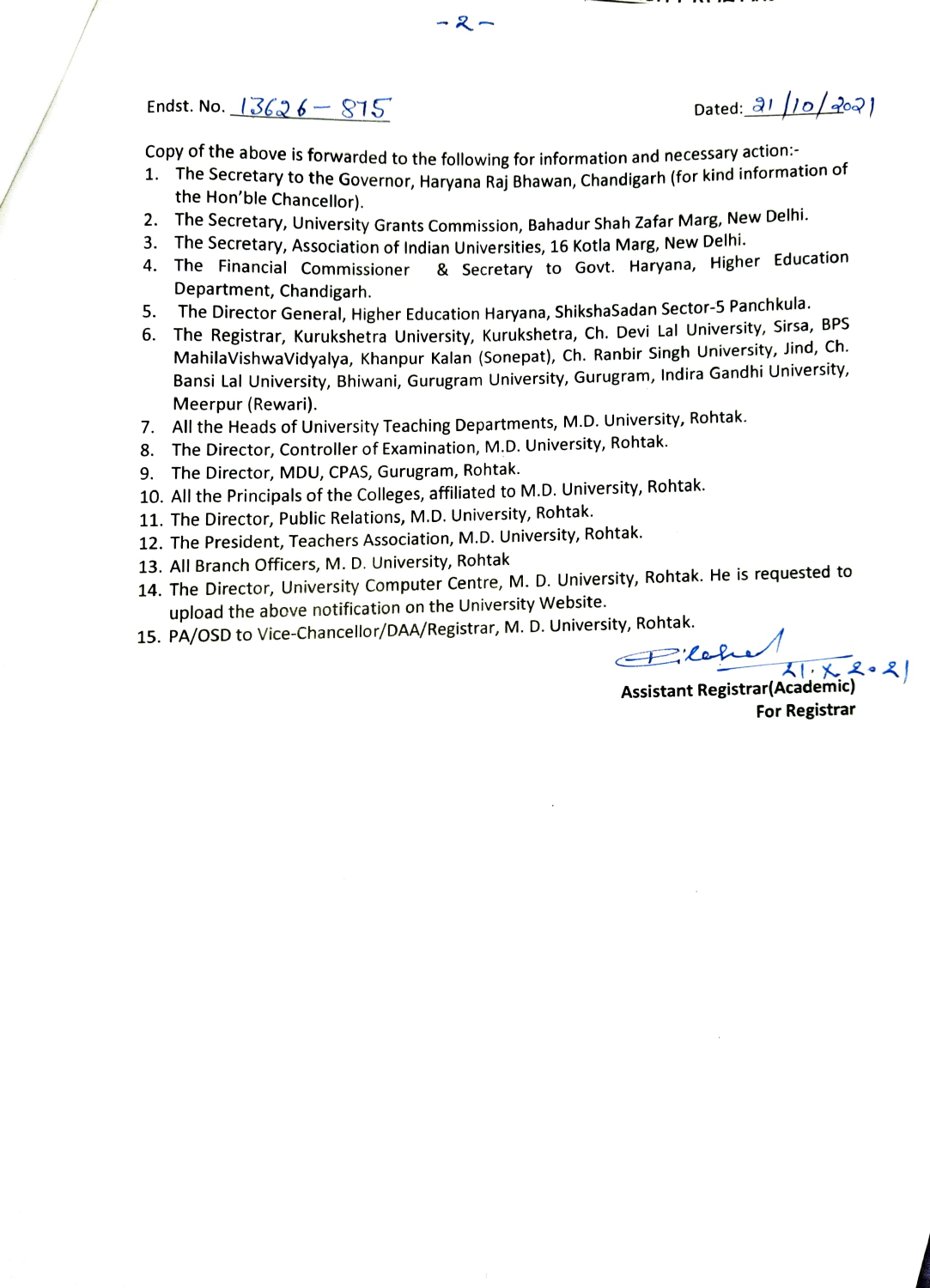Endst. No. 13626 – 875 Dated: 21/10/2021

Copy of the above is forwarded to the following for information and necessary action:-

1. The Secretary to the Governor, Haryana Raj Bhawan, Chandigarh (for kind information of the Hon'ble Chancellor).
2. The Secretary, University Grants Commission, Bahadur Shah Zafar Marg, New Delhi.
3. The Secretary, Association of Indian Universities, 16 Kotla Marg, New Delhi.
4. The Financial Commissioner & Secretary to Govt. Haryana, Higher Education Department, Chandigarh.
5. The Director General, Higher Education Haryana, ShikshaSadan Sector-5 Panchkula.
6. The Registrar, Kurukshetra University, Kurukshetra, Ch. Devi Lal University, Sirsa, BPS MahilaVishwaVidyalya, Khanpur Kalan (Sonepat), Ch. Ranbir Singh University, Jind, Ch. Bansi Lal University, Bhiwani, Gurugram University, Gurugram, Indira Gandhi University, Meerpur (Rewari).
7. All the Heads of University Teaching Departments, M.D. University, Rohtak.
8. The Director, Controller of Examination, M.D. University, Rohtak.
9. The Director, MDU, CPAS, Gurugram, Rohtak.
10. All the Principals of the Colleges, affiliated to M.D. University, Rohtak.
11. The Director, Public Relations, M.D. University, Rohtak.
12. The President, Teachers Association, M.D. University, Rohtak.
13. All Branch Officers, M. D. University, Rohtak
14. The Director, University Computer Centre, M. D. University, Rohtak. He is requested to upload the above notification on the University Website.
15. PA/OSD to Vice-Chancellor/DAA/Registrar, M. D. University, Rohtak.

21.X.2021

**Assistant Registrar(Academic)**
**For Registrar**